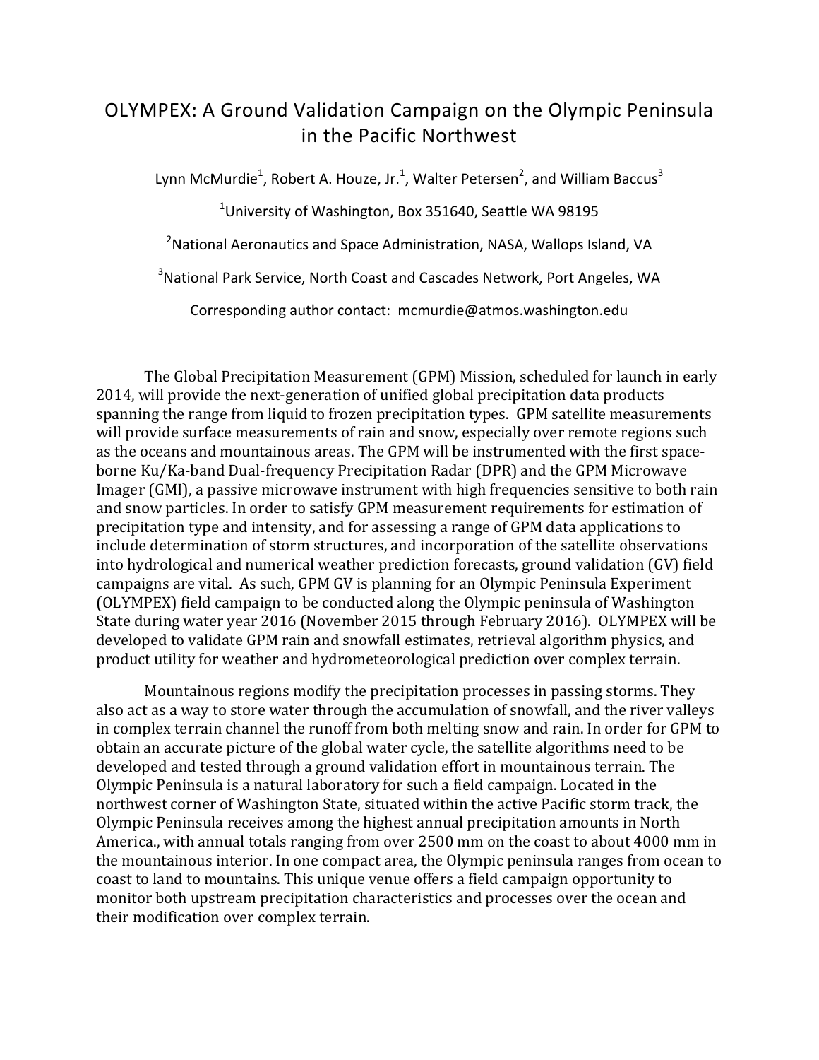# OLYMPEX: A Ground Validation Campaign on the Olympic Peninsula in the Pacific Northwest

Lynn McMurdie[1], Robert A. Houze, Jr.[1], Walter Petersen[2], and William Baccus[3]

[1]University of Washington, Box 351640, Seattle WA 98195

[2]National Aeronautics and Space Administration, NASA, Wallops Island, VA

[3]National Park Service, North Coast and Cascades Network, Port Angeles, WA

Corresponding author contact: mcmurdie@atmos.washington.edu

The Global Precipitation Measurement (GPM) Mission, scheduled for launch in early 2014, will provide the next-generation of unified global precipitation data products spanning the range from liquid to frozen precipitation types. GPM satellite measurements will provide surface measurements of rain and snow, especially over remote regions such as the oceans and mountainous areas. The GPM will be instrumented with the first space-borne Ku/Ka-band Dual-frequency Precipitation Radar (DPR) and the GPM Microwave Imager (GMI), a passive microwave instrument with high frequencies sensitive to both rain and snow particles. In order to satisfy GPM measurement requirements for estimation of precipitation type and intensity, and for assessing a range of GPM data applications to include determination of storm structures, and incorporation of the satellite observations into hydrological and numerical weather prediction forecasts, ground validation (GV) field campaigns are vital. As such, GPM GV is planning for an Olympic Peninsula Experiment (OLYMPEX) field campaign to be conducted along the Olympic peninsula of Washington State during water year 2016 (November 2015 through February 2016). OLYMPEX will be developed to validate GPM rain and snowfall estimates, retrieval algorithm physics, and product utility for weather and hydrometeorological prediction over complex terrain.

Mountainous regions modify the precipitation processes in passing storms. They also act as a way to store water through the accumulation of snowfall, and the river valleys in complex terrain channel the runoff from both melting snow and rain. In order for GPM to obtain an accurate picture of the global water cycle, the satellite algorithms need to be developed and tested through a ground validation effort in mountainous terrain. The Olympic Peninsula is a natural laboratory for such a field campaign. Located in the northwest corner of Washington State, situated within the active Pacific storm track, the Olympic Peninsula receives among the highest annual precipitation amounts in North America., with annual totals ranging from over 2500 mm on the coast to about 4000 mm in the mountainous interior. In one compact area, the Olympic peninsula ranges from ocean to coast to land to mountains. This unique venue offers a field campaign opportunity to monitor both upstream precipitation characteristics and processes over the ocean and their modification over complex terrain.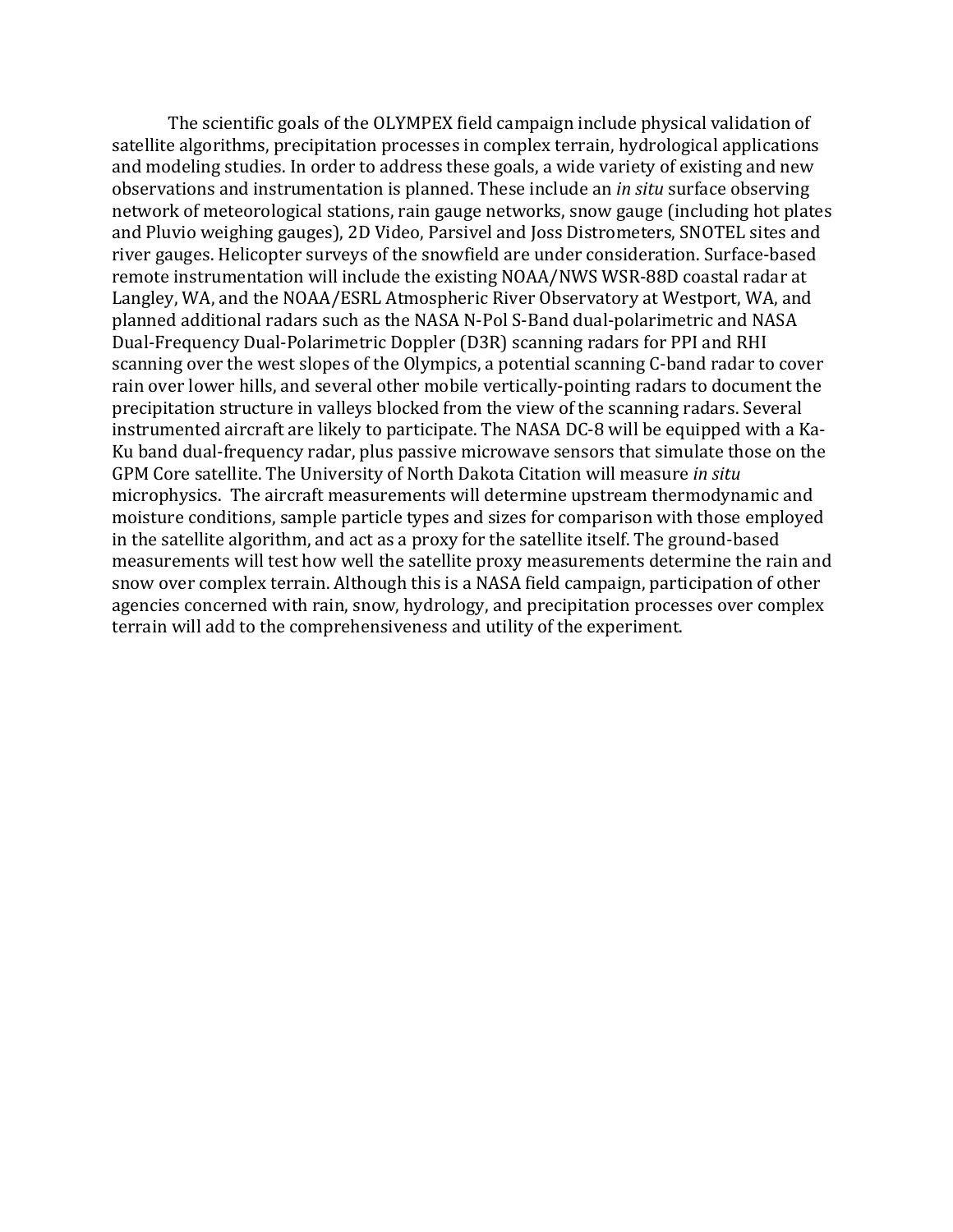The scientific goals of the OLYMPEX field campaign include physical validation of satellite algorithms, precipitation processes in complex terrain, hydrological applications and modeling studies. In order to address these goals, a wide variety of existing and new observations and instrumentation is planned. These include an *in situ* surface observing network of meteorological stations, rain gauge networks, snow gauge (including hot plates and Pluvio weighing gauges), 2D Video, Parsivel and Joss Distrometers, SNOTEL sites and river gauges. Helicopter surveys of the snowfield are under consideration. Surface-based remote instrumentation will include the existing NOAA/NWS WSR-88D coastal radar at Langley, WA, and the NOAA/ESRL Atmospheric River Observatory at Westport, WA, and planned additional radars such as the NASA N-Pol S-Band dual-polarimetric and NASA Dual-Frequency Dual-Polarimetric Doppler (D3R) scanning radars for PPI and RHI scanning over the west slopes of the Olympics, a potential scanning C-band radar to cover rain over lower hills, and several other mobile vertically-pointing radars to document the precipitation structure in valleys blocked from the view of the scanning radars. Several instrumented aircraft are likely to participate. The NASA DC-8 will be equipped with a Ka-Ku band dual-frequency radar, plus passive microwave sensors that simulate those on the GPM Core satellite. The University of North Dakota Citation will measure *in situ* microphysics. The aircraft measurements will determine upstream thermodynamic and moisture conditions, sample particle types and sizes for comparison with those employed in the satellite algorithm, and act as a proxy for the satellite itself. The ground-based measurements will test how well the satellite proxy measurements determine the rain and snow over complex terrain. Although this is a NASA field campaign, participation of other agencies concerned with rain, snow, hydrology, and precipitation processes over complex terrain will add to the comprehensiveness and utility of the experiment.